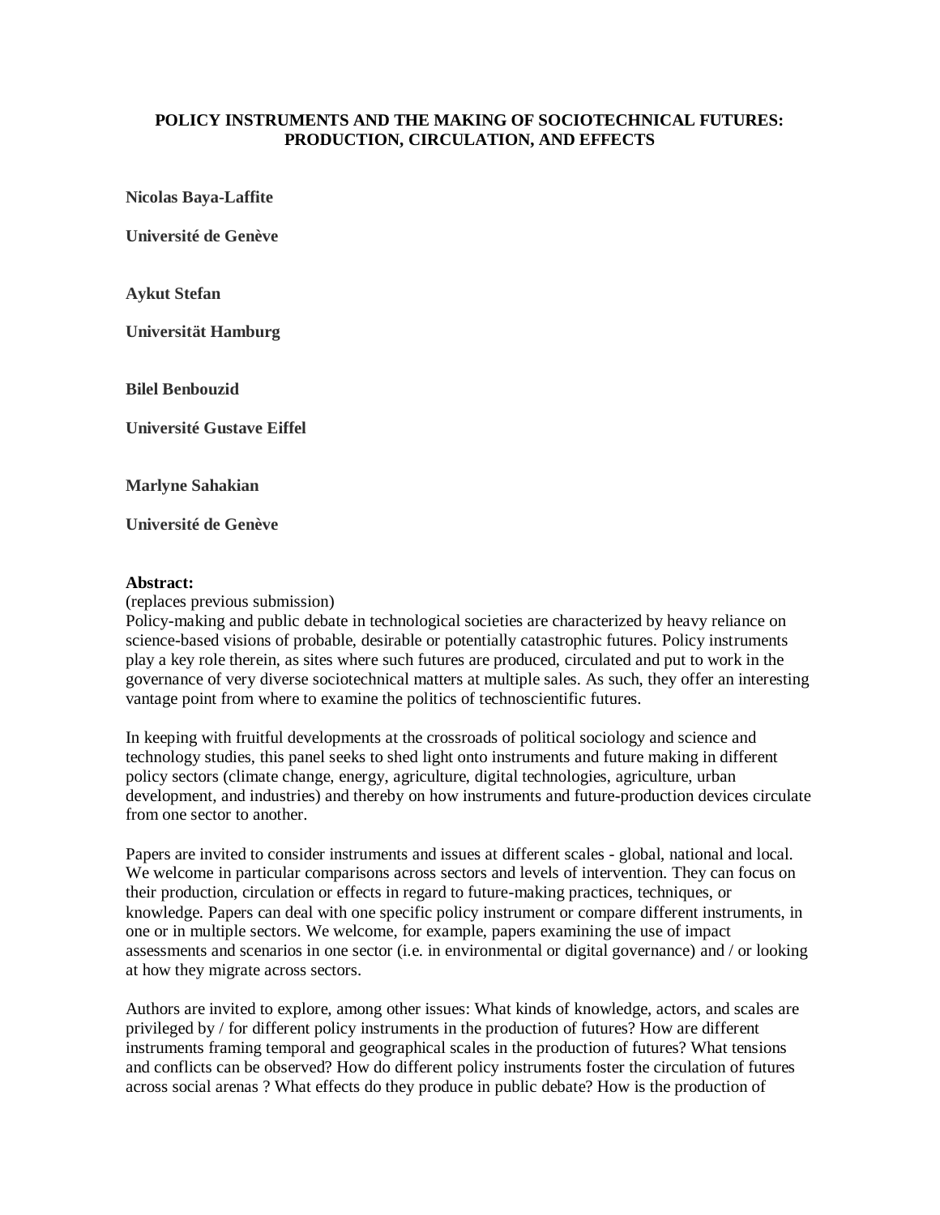# POLICY INSTRUMENTS AND THE MAKING OF SOCIOTECHNICAL FUTURES: PRODUCTION, CIRCULATION, AND EFFECTS

**Nicolas Baya-Laffite**

**Université de Genève**

**Aykut Stefan**

**Universität Hamburg**

**Bilel Benbouzid**

**Université Gustave Eiffel**

**Marlyne Sahakian**

**Université de Genève**

**Abstract:**
(replaces previous submission)
Policy-making and public debate in technological societies are characterized by heavy reliance on science-based visions of probable, desirable or potentially catastrophic futures. Policy instruments play a key role therein, as sites where such futures are produced, circulated and put to work in the governance of very diverse sociotechnical matters at multiple sales. As such, they offer an interesting vantage point from where to examine the politics of technoscientific futures.

In keeping with fruitful developments at the crossroads of political sociology and science and technology studies, this panel seeks to shed light onto instruments and future making in different policy sectors (climate change, energy, agriculture, digital technologies, agriculture, urban development, and industries) and thereby on how instruments and future-production devices circulate from one sector to another.

Papers are invited to consider instruments and issues at different scales - global, national and local. We welcome in particular comparisons across sectors and levels of intervention. They can focus on their production, circulation or effects in regard to future-making practices, techniques, or knowledge. Papers can deal with one specific policy instrument or compare different instruments, in one or in multiple sectors. We welcome, for example, papers examining the use of impact assessments and scenarios in one sector (i.e. in environmental or digital governance) and / or looking at how they migrate across sectors.

Authors are invited to explore, among other issues: What kinds of knowledge, actors, and scales are privileged by / for different policy instruments in the production of futures? How are different instruments framing temporal and geographical scales in the production of futures? What tensions and conflicts can be observed? How do different policy instruments foster the circulation of futures across social arenas ? What effects do they produce in public debate? How is the production of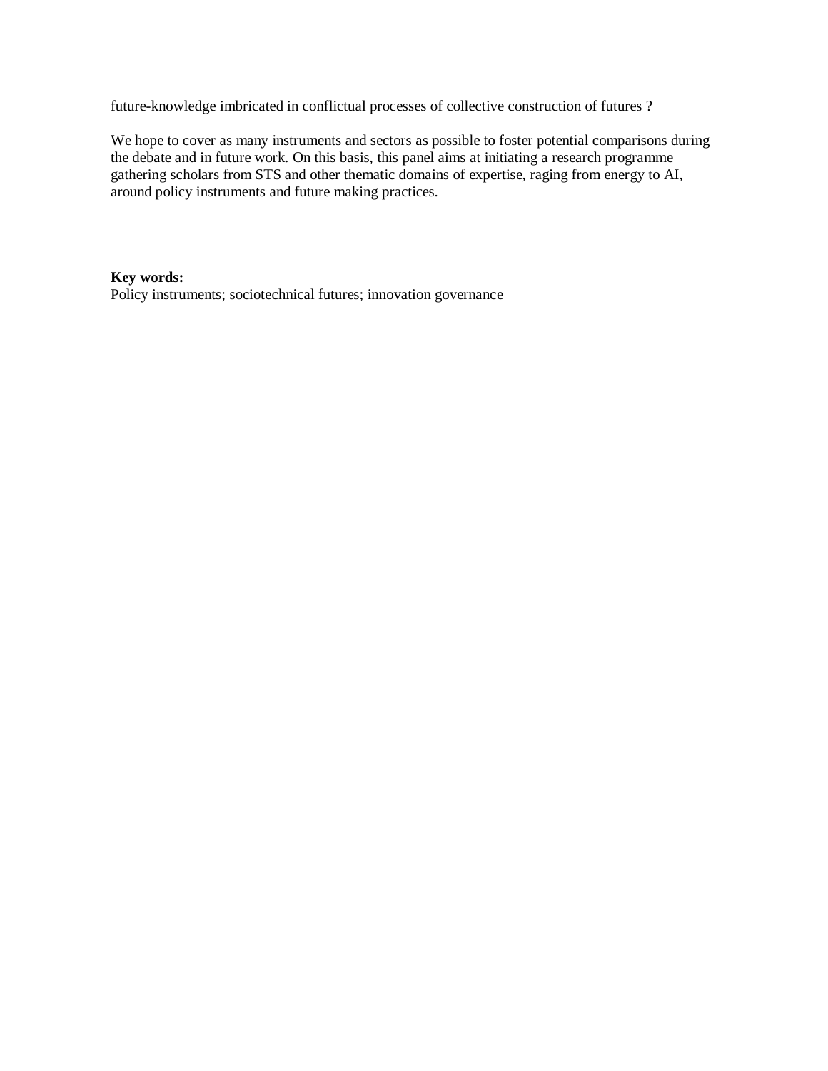future-knowledge imbricated in conflictual processes of collective construction of futures ?

We hope to cover as many instruments and sectors as possible to foster potential comparisons during the debate and in future work. On this basis, this panel aims at initiating a research programme gathering scholars from STS and other thematic domains of expertise, raging from energy to AI, around policy instruments and future making practices.

**Key words:**
Policy instruments; sociotechnical futures; innovation governance